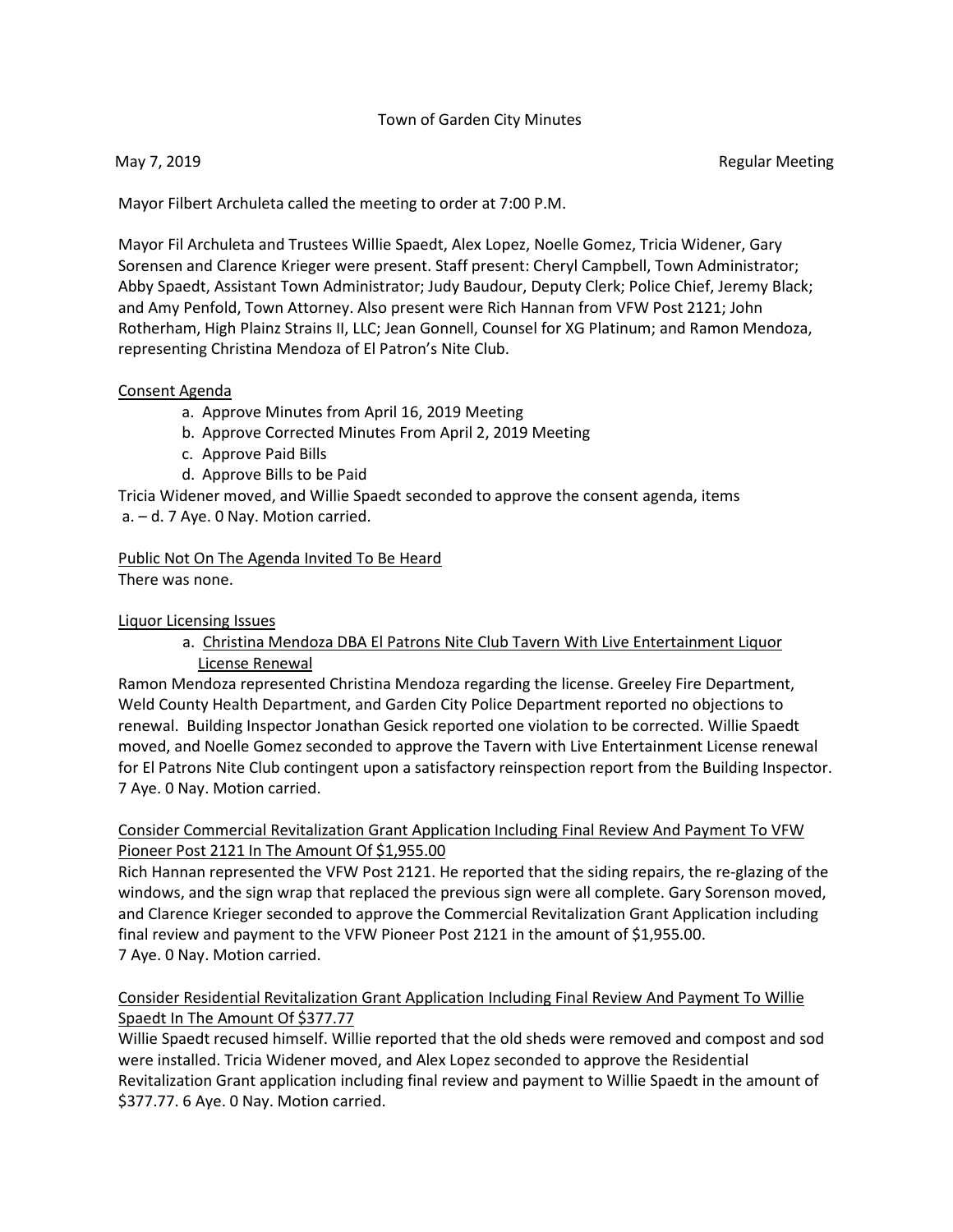Town of Garden City Minutes

May 7, 2019 Regular Meeting

Mayor Filbert Archuleta called the meeting to order at 7:00 P.M.

Mayor Fil Archuleta and Trustees Willie Spaedt, Alex Lopez, Noelle Gomez, Tricia Widener, Gary Sorensen and Clarence Krieger were present. Staff present: Cheryl Campbell, Town Administrator; Abby Spaedt, Assistant Town Administrator; Judy Baudour, Deputy Clerk; Police Chief, Jeremy Black; and Amy Penfold, Town Attorney. Also present were Rich Hannan from VFW Post 2121; John Rotherham, High Plainz Strains II, LLC; Jean Gonnell, Counsel for XG Platinum; and Ramon Mendoza, representing Christina Mendoza of El Patron's Nite Club.

<u>Consent Agenda</u>

a. Approve Minutes from April 16, 2019 Meeting
b. Approve Corrected Minutes From April 2, 2019 Meeting
c. Approve Paid Bills
d. Approve Bills to be Paid

Tricia Widener moved, and Willie Spaedt seconded to approve the consent agenda, items a. – d. 7 Aye. 0 Nay. Motion carried.

<u>Public Not On The Agenda Invited To Be Heard</u>

There was none.

<u>Liquor Licensing Issues</u>

a. <u>Christina Mendoza DBA El Patrons Nite Club Tavern With Live Entertainment Liquor License Renewal</u>

Ramon Mendoza represented Christina Mendoza regarding the license. Greeley Fire Department, Weld County Health Department, and Garden City Police Department reported no objections to renewal. Building Inspector Jonathan Gesick reported one violation to be corrected. Willie Spaedt moved, and Noelle Gomez seconded to approve the Tavern with Live Entertainment License renewal for El Patrons Nite Club contingent upon a satisfactory reinspection report from the Building Inspector. 7 Aye. 0 Nay. Motion carried.

<u>Consider Commercial Revitalization Grant Application Including Final Review And Payment To VFW Pioneer Post 2121 In The Amount Of $1,955.00</u>

Rich Hannan represented the VFW Post 2121. He reported that the siding repairs, the re-glazing of the windows, and the sign wrap that replaced the previous sign were all complete. Gary Sorenson moved, and Clarence Krieger seconded to approve the Commercial Revitalization Grant Application including final review and payment to the VFW Pioneer Post 2121 in the amount of $1,955.00. 7 Aye. 0 Nay. Motion carried.

<u>Consider Residential Revitalization Grant Application Including Final Review And Payment To Willie Spaedt In The Amount Of $377.77</u>

Willie Spaedt recused himself. Willie reported that the old sheds were removed and compost and sod were installed. Tricia Widener moved, and Alex Lopez seconded to approve the Residential Revitalization Grant application including final review and payment to Willie Spaedt in the amount of $377.77. 6 Aye. 0 Nay. Motion carried.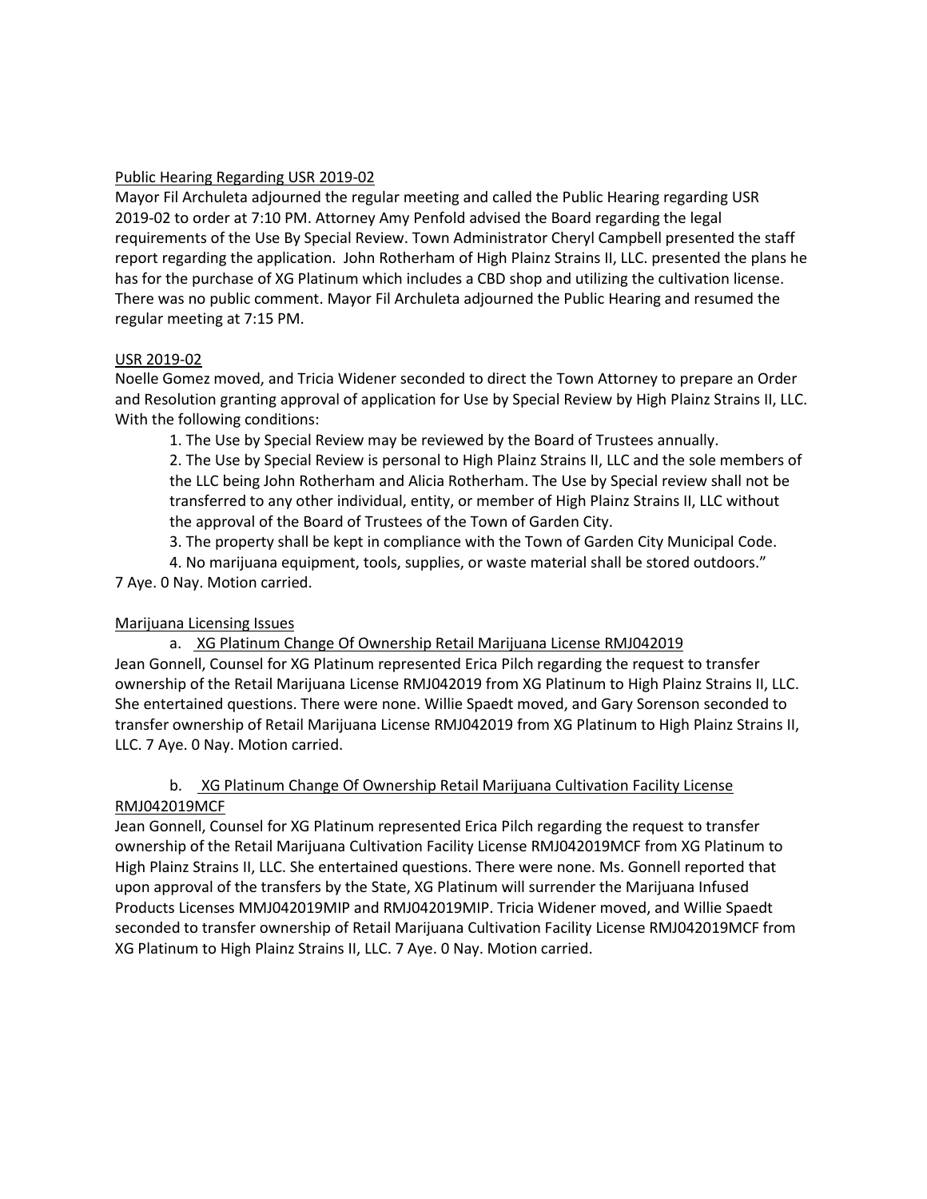Public Hearing Regarding USR 2019-02

Mayor Fil Archuleta adjourned the regular meeting and called the Public Hearing regarding USR 2019-02 to order at 7:10 PM. Attorney Amy Penfold advised the Board regarding the legal requirements of the Use By Special Review. Town Administrator Cheryl Campbell presented the staff report regarding the application. John Rotherham of High Plainz Strains II, LLC. presented the plans he has for the purchase of XG Platinum which includes a CBD shop and utilizing the cultivation license. There was no public comment. Mayor Fil Archuleta adjourned the Public Hearing and resumed the regular meeting at 7:15 PM.

USR 2019-02

Noelle Gomez moved, and Tricia Widener seconded to direct the Town Attorney to prepare an Order and Resolution granting approval of application for Use by Special Review by High Plainz Strains II, LLC. With the following conditions:

1. The Use by Special Review may be reviewed by the Board of Trustees annually.
2. The Use by Special Review is personal to High Plainz Strains II, LLC and the sole members of the LLC being John Rotherham and Alicia Rotherham. The Use by Special review shall not be transferred to any other individual, entity, or member of High Plainz Strains II, LLC without the approval of the Board of Trustees of the Town of Garden City.
3. The property shall be kept in compliance with the Town of Garden City Municipal Code.
4. No marijuana equipment, tools, supplies, or waste material shall be stored outdoors."

7 Aye. 0 Nay. Motion carried.

Marijuana Licensing Issues

a. XG Platinum Change Of Ownership Retail Marijuana License RMJ042019

Jean Gonnell, Counsel for XG Platinum represented Erica Pilch regarding the request to transfer ownership of the Retail Marijuana License RMJ042019 from XG Platinum to High Plainz Strains II, LLC. She entertained questions. There were none. Willie Spaedt moved, and Gary Sorenson seconded to transfer ownership of Retail Marijuana License RMJ042019 from XG Platinum to High Plainz Strains II, LLC. 7 Aye. 0 Nay. Motion carried.

b. XG Platinum Change Of Ownership Retail Marijuana Cultivation Facility License RMJ042019MCF

Jean Gonnell, Counsel for XG Platinum represented Erica Pilch regarding the request to transfer ownership of the Retail Marijuana Cultivation Facility License RMJ042019MCF from XG Platinum to High Plainz Strains II, LLC. She entertained questions. There were none. Ms. Gonnell reported that upon approval of the transfers by the State, XG Platinum will surrender the Marijuana Infused Products Licenses MMJ042019MIP and RMJ042019MIP. Tricia Widener moved, and Willie Spaedt seconded to transfer ownership of Retail Marijuana Cultivation Facility License RMJ042019MCF from XG Platinum to High Plainz Strains II, LLC. 7 Aye. 0 Nay. Motion carried.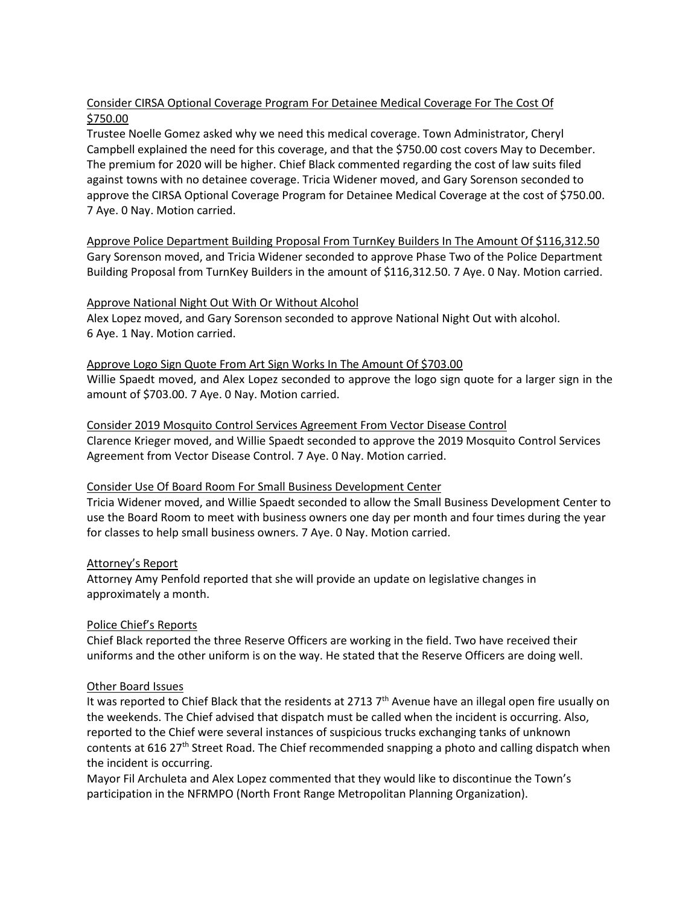Consider CIRSA Optional Coverage Program For Detainee Medical Coverage For The Cost Of $750.00

Trustee Noelle Gomez asked why we need this medical coverage. Town Administrator, Cheryl Campbell explained the need for this coverage, and that the $750.00 cost covers May to December. The premium for 2020 will be higher. Chief Black commented regarding the cost of law suits filed against towns with no detainee coverage. Tricia Widener moved, and Gary Sorenson seconded to approve the CIRSA Optional Coverage Program for Detainee Medical Coverage at the cost of $750.00. 7 Aye. 0 Nay. Motion carried.

Approve Police Department Building Proposal From TurnKey Builders In The Amount Of $116,312.50

Gary Sorenson moved, and Tricia Widener seconded to approve Phase Two of the Police Department Building Proposal from TurnKey Builders in the amount of $116,312.50. 7 Aye. 0 Nay. Motion carried.

Approve National Night Out With Or Without Alcohol

Alex Lopez moved, and Gary Sorenson seconded to approve National Night Out with alcohol. 6 Aye. 1 Nay. Motion carried.

Approve Logo Sign Quote From Art Sign Works In The Amount Of $703.00

Willie Spaedt moved, and Alex Lopez seconded to approve the logo sign quote for a larger sign in the amount of $703.00. 7 Aye. 0 Nay. Motion carried.

Consider 2019 Mosquito Control Services Agreement From Vector Disease Control

Clarence Krieger moved, and Willie Spaedt seconded to approve the 2019 Mosquito Control Services Agreement from Vector Disease Control. 7 Aye. 0 Nay. Motion carried.

Consider Use Of Board Room For Small Business Development Center

Tricia Widener moved, and Willie Spaedt seconded to allow the Small Business Development Center to use the Board Room to meet with business owners one day per month and four times during the year for classes to help small business owners. 7 Aye. 0 Nay. Motion carried.

Attorney's Report

Attorney Amy Penfold reported that she will provide an update on legislative changes in approximately a month.

Police Chief's Reports

Chief Black reported the three Reserve Officers are working in the field. Two have received their uniforms and the other uniform is on the way. He stated that the Reserve Officers are doing well.

Other Board Issues

It was reported to Chief Black that the residents at 2713 7th Avenue have an illegal open fire usually on the weekends. The Chief advised that dispatch must be called when the incident is occurring. Also, reported to the Chief were several instances of suspicious trucks exchanging tanks of unknown contents at 616 27th Street Road. The Chief recommended snapping a photo and calling dispatch when the incident is occurring.

Mayor Fil Archuleta and Alex Lopez commented that they would like to discontinue the Town's participation in the NFRMPO (North Front Range Metropolitan Planning Organization).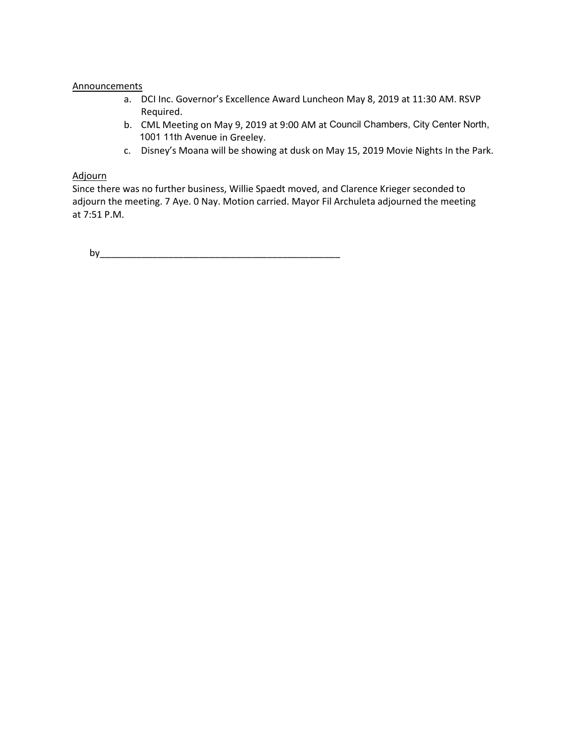<u>Announcements</u>

a. DCI Inc. Governor's Excellence Award Luncheon May 8, 2019 at 11:30 AM. RSVP Required.
b. CML Meeting on May 9, 2019 at 9:00 AM at Council Chambers, City Center North, 1001 11th Avenue in Greeley.
c. Disney's Moana will be showing at dusk on May 15, 2019 Movie Nights In the Park.

<u>Adjourn</u>

Since there was no further business, Willie Spaedt moved, and Clarence Krieger seconded to adjourn the meeting. 7 Aye. 0 Nay. Motion carried. Mayor Fil Archuleta adjourned the meeting at 7:51 P.M.

by_______________________________________________